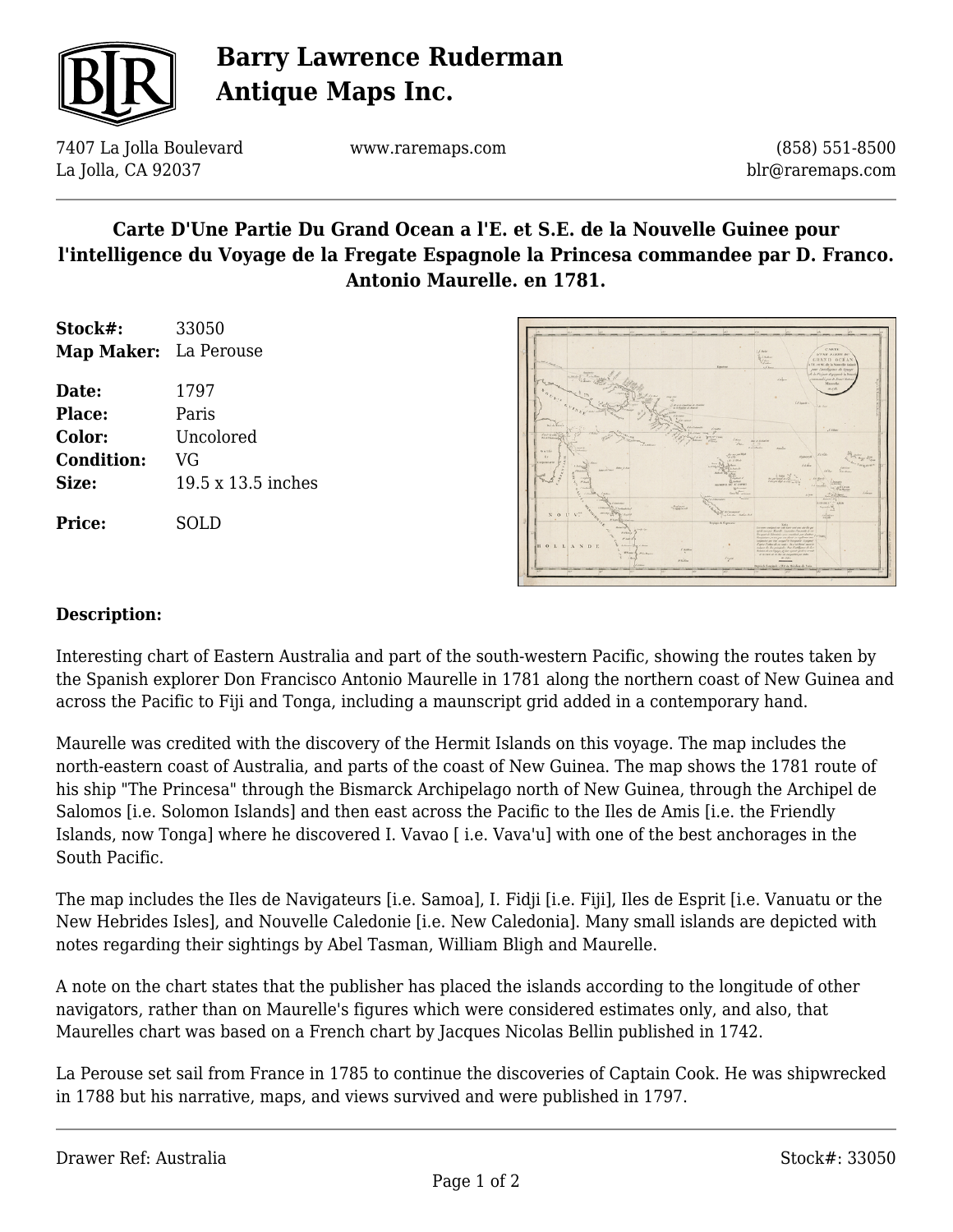# Barry Lawrence Ruderman Antique Maps Inc.

7407 La Jolla Boulevard
La Jolla, CA 92037

www.raremaps.com

(858) 551-8500
blr@raremaps.com

## Carte D'Une Partie Du Grand Ocean a l'E. et S.E. de la Nouvelle Guinee pour l'intelligence du Voyage de la Fregate Espagnole la Princesa commandee par D. Franco. Antonio Maurelle. en 1781.

**Stock#:** 33050
**Map Maker:** La Perouse

**Date:** 1797
**Place:** Paris
**Color:** Uncolored
**Condition:** VG
**Size:** 19.5 x 13.5 inches

**Price:** SOLD

### Description:

Interesting chart of Eastern Australia and part of the south-western Pacific, showing the routes taken by the Spanish explorer Don Francisco Antonio Maurelle in 1781 along the northern coast of New Guinea and across the Pacific to Fiji and Tonga, including a maunscript grid added in a contemporary hand.

Maurelle was credited with the discovery of the Hermit Islands on this voyage. The map includes the north-eastern coast of Australia, and parts of the coast of New Guinea. The map shows the 1781 route of his ship "The Princesa" through the Bismarck Archipelago north of New Guinea, through the Archipel de Salomos [i.e. Solomon Islands] and then east across the Pacific to the Iles de Amis [i.e. the Friendly Islands, now Tonga] where he discovered I. Vavao [ i.e. Vava'u] with one of the best anchorages in the South Pacific.

The map includes the Iles de Navigateurs [i.e. Samoa], I. Fidji [i.e. Fiji], Iles de Esprit [i.e. Vanuatu or the New Hebrides Isles], and Nouvelle Caledonie [i.e. New Caledonia]. Many small islands are depicted with notes regarding their sightings by Abel Tasman, William Bligh and Maurelle.

A note on the chart states that the publisher has placed the islands according to the longitude of other navigators, rather than on Maurelle's figures which were considered estimates only, and also, that Maurelles chart was based on a French chart by Jacques Nicolas Bellin published in 1742.

La Perouse set sail from France in 1785 to continue the discoveries of Captain Cook. He was shipwrecked in 1788 but his narrative, maps, and views survived and were published in 1797.

Drawer Ref: Australia

Stock#: 33050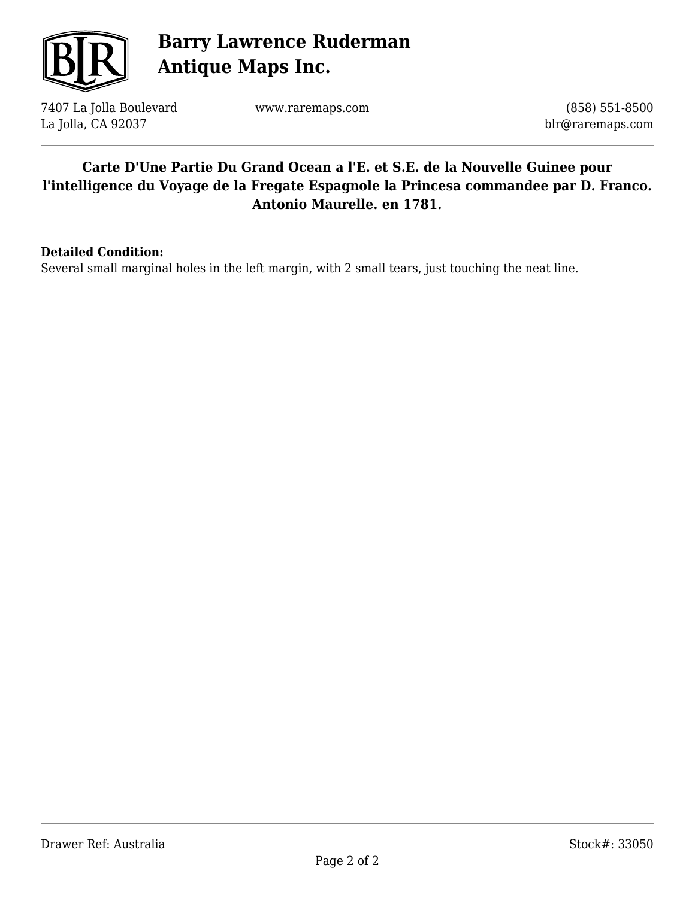**Carte D'Une Partie Du Grand Ocean a l'E. et S.E. de la Nouvelle Guinee pour l'intelligence du Voyage de la Fregate Espagnole la Princesa commandee par D. Franco. Antonio Maurelle. en 1781.**

**Detailed Condition:**
Several small marginal holes in the left margin, with 2 small tears, just touching the neat line.